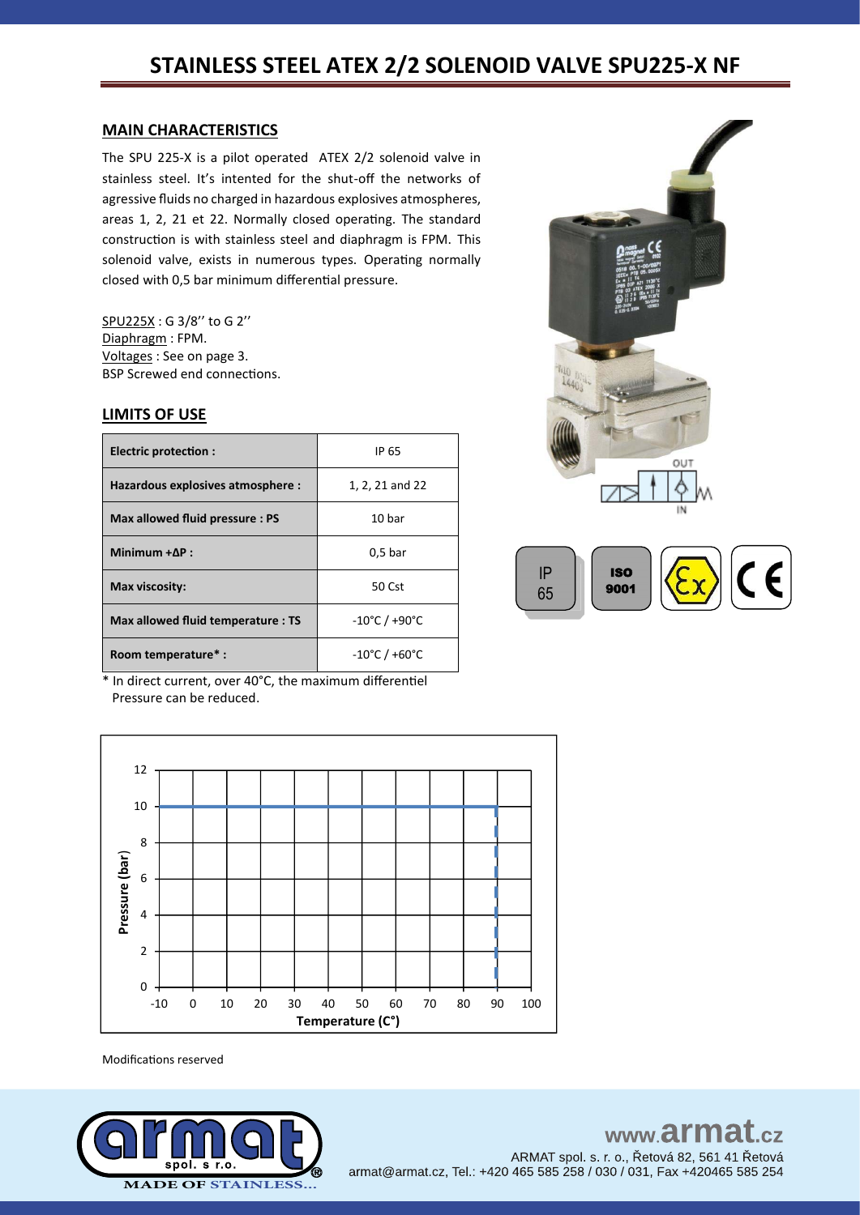# STAINLESS STEEL ATEX 2/2 SOLENOID VALVE SPU225-X NF

## MAIN CHARACTERISTICS

The SPU 225-X is a pilot operated ATEX 2/2 solenoid valve in stainless steel. It's intented for the shut-off the networks of agressive fluids no charged in hazardous explosives atmospheres, areas 1, 2, 21 et 22. Normally closed operating. The standard construction is with stainless steel and diaphragm is FPM. This solenoid valve, exists in numerous types. Operating normally closed with 0,5 bar minimum differential pressure.

SPU225X : G 3/8'' to G 2''
Diaphragm : FPM.
Voltages : See on page 3.
BSP Screwed end connections.

## LIMITS OF USE

| Electric protection : | IP 65 |
|---|---|
| Hazardous explosives atmosphere : | 1, 2, 21 and 22 |
| Max allowed fluid pressure : PS | 10 bar |
| Minimum +ΔP : | 0,5 bar |
| Max viscosity: | 50 Cst |
| Max allowed fluid temperature : TS | -10°C / +90°C |
| Room temperature* : | -10°C / +60°C |

\* In direct current, over 40°C, the maximum differentiel Pressure can be reduced.

Modifications reserved

www.armat.cz
ARMAT spol. s r. o., Řetová 82, 561 41 Řetová
armat@armat.cz, Tel.: +420 465 585 258 / 030 / 031, Fax +420465 585 254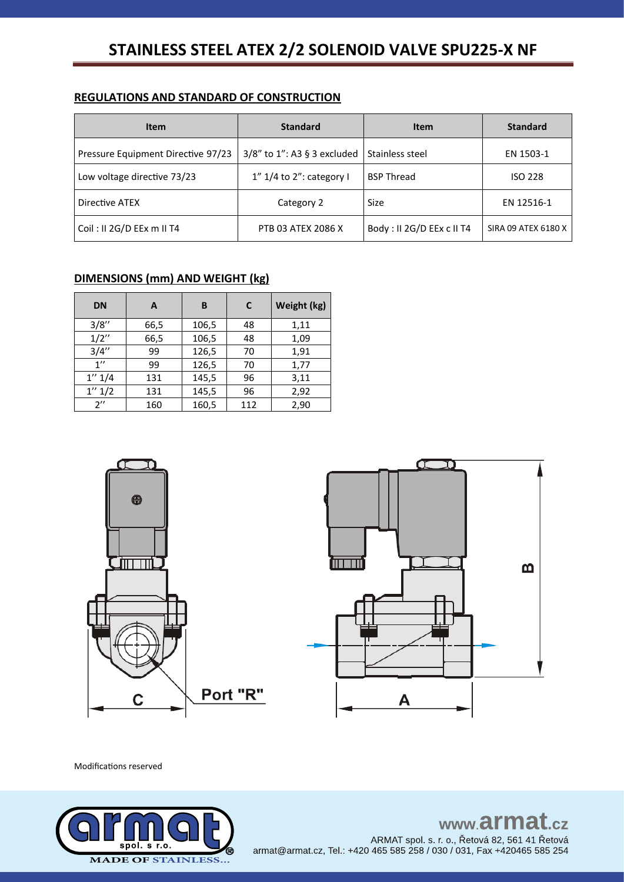# STAINLESS STEEL ATEX 2/2 SOLENOID VALVE SPU225-X NF

## REGULATIONS AND STANDARD OF CONSTRUCTION

| Item | Standard | Item | Standard |
|---|---|---|---|
| Pressure Equipment Directive 97/23 | 3/8" to 1": A3 § 3 excluded | Stainless steel | EN 1503-1 |
| Low voltage directive 73/23 | 1" 1/4 to 2": category I | BSP Thread | ISO 228 |
| Directive ATEX | Category 2 | Size | EN 12516-1 |
| Coil : II 2G/D EEx m II T4 | PTB 03 ATEX 2086 X | Body : II 2G/D EEx c II T4 | SIRA 09 ATEX 6180 X |

## DIMENSIONS (mm) AND WEIGHT (kg)

| DN | A | B | C | Weight (kg) |
|---|---|---|---|---|
| 3/8'' | 66,5 | 106,5 | 48 | 1,11 |
| 1/2'' | 66,5 | 106,5 | 48 | 1,09 |
| 3/4'' | 99 | 126,5 | 70 | 1,91 |
| 1'' | 99 | 126,5 | 70 | 1,77 |
| 1'' 1/4 | 131 | 145,5 | 96 | 3,11 |
| 1'' 1/2 | 131 | 145,5 | 96 | 2,92 |
| 2'' | 160 | 160,5 | 112 | 2,90 |

C

Port "R"

A

B

Modifications reserved

www.armat.cz

ARMAT spol. s. r. o., Řetová 82, 561 41 Řetová

armat@armat.cz, Tel.: +420 465 585 258 / 030 / 031, Fax +420465 585 254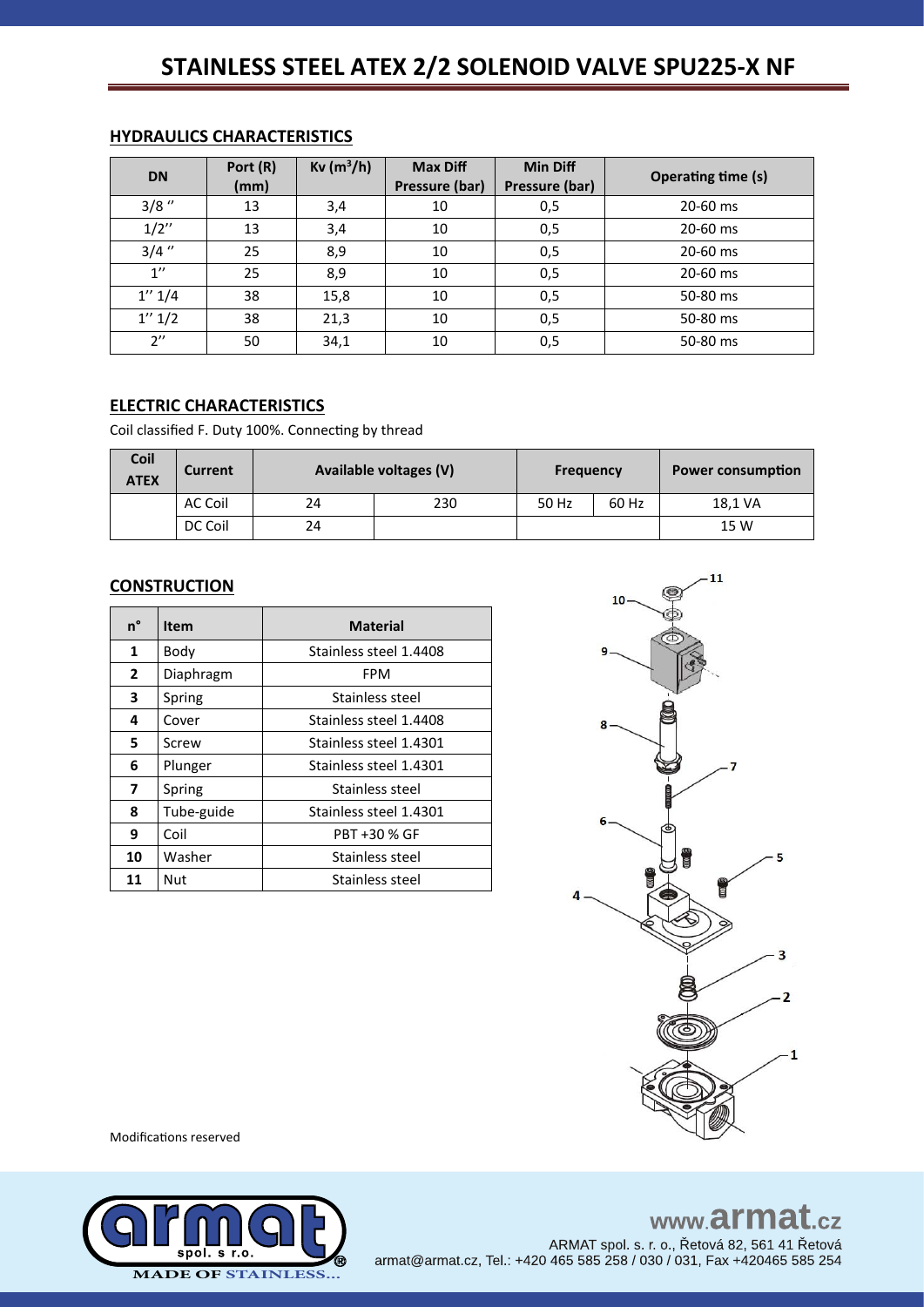# STAINLESS STEEL ATEX 2/2 SOLENOID VALVE SPU225-X NF

## HYDRAULICS CHARACTERISTICS

| DN | Port (R) (mm) | Kv ($m^3$/h) | Max Diff Pressure (bar) | Min Diff Pressure (bar) | Operating time (s) |
|---|---|---|---|---|---|
| 3/8 '' | 13 | 3,4 | 10 | 0,5 | 20-60 ms |
| 1/2'' | 13 | 3,4 | 10 | 0,5 | 20-60 ms |
| 3/4 '' | 25 | 8,9 | 10 | 0,5 | 20-60 ms |
| 1'' | 25 | 8,9 | 10 | 0,5 | 20-60 ms |
| 1'' 1/4 | 38 | 15,8 | 10 | 0,5 | 50-80 ms |
| 1'' 1/2 | 38 | 21,3 | 10 | 0,5 | 50-80 ms |
| 2'' | 50 | 34,1 | 10 | 0,5 | 50-80 ms |

## ELECTRIC CHARACTERISTICS

Coil classified F. Duty 100%. Connecting by thread

| Coil ATEX | Current | Available voltages (V) | | Frequency | | Power consumption |
|---|---|---|---|---|---|---|
| | AC Coil | 24 | 230 | 50 Hz | 60 Hz | 18,1 VA |
| | DC Coil | 24 | | | | 15 W |

## CONSTRUCTION

| n° | Item | Material |
|---|---|---|
| 1 | Body | Stainless steel 1.4408 |
| 2 | Diaphragm | FPM |
| 3 | Spring | Stainless steel |
| 4 | Cover | Stainless steel 1.4408 |
| 5 | Screw | Stainless steel 1.4301 |
| 6 | Plunger | Stainless steel 1.4301 |
| 7 | Spring | Stainless steel |
| 8 | Tube-guide | Stainless steel 1.4301 |
| 9 | Coil | PBT +30 % GF |
| 10 | Washer | Stainless steel |
| 11 | Nut | Stainless steel |

Modifications reserved

www.armat.cz

ARMAT spol. s r. o., Řetová 82, 561 41 Řetová
armat@armat.cz, Tel.: +420 465 585 258 / 030 / 031, Fax +420465 585 254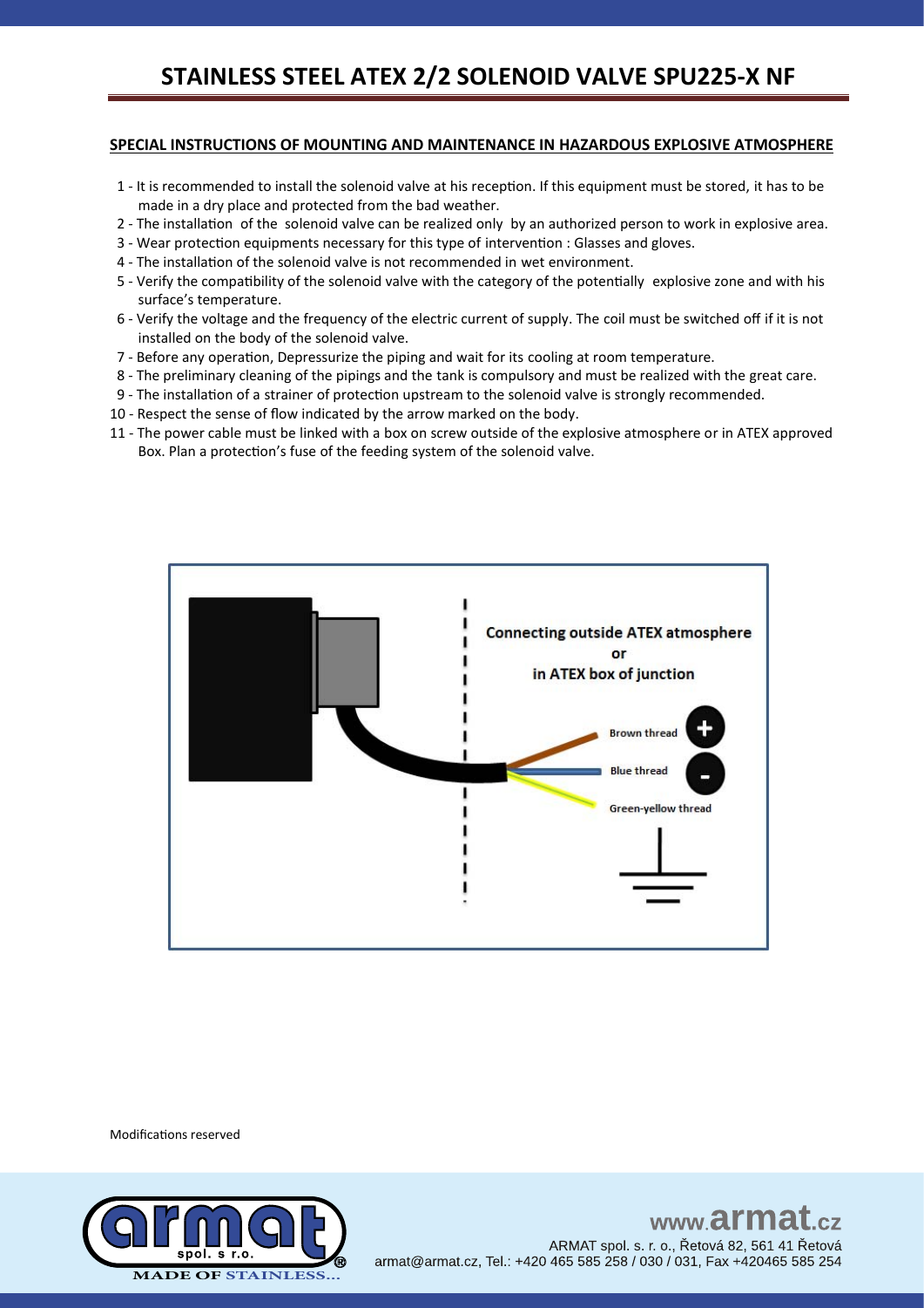# STAINLESS STEEL ATEX 2/2 SOLENOID VALVE SPU225-X NF

## SPECIAL INSTRUCTIONS OF MOUNTING AND MAINTENANCE IN HAZARDOUS EXPLOSIVE ATMOSPHERE

1 - It is recommended to install the solenoid valve at his reception. If this equipment must be stored, it has to be made in a dry place and protected from the bad weather.
2 - The installation of the solenoid valve can be realized only by an authorized person to work in explosive area.
3 - Wear protection equipments necessary for this type of intervention : Glasses and gloves.
4 - The installation of the solenoid valve is not recommended in wet environment.
5 - Verify the compatibility of the solenoid valve with the category of the potentially explosive zone and with his surface's temperature.
6 - Verify the voltage and the frequency of the electric current of supply. The coil must be switched off if it is not installed on the body of the solenoid valve.
7 - Before any operation, Depressurize the piping and wait for its cooling at room temperature.
8 - The preliminary cleaning of the pipings and the tank is compulsory and must be realized with the great care.
9 - The installation of a strainer of protection upstream to the solenoid valve is strongly recommended.
10 - Respect the sense of flow indicated by the arrow marked on the body.
11 - The power cable must be linked with a box on screw outside of the explosive atmosphere or in ATEX approved Box. Plan a protection's fuse of the feeding system of the solenoid valve.

**Connecting outside ATEX atmosphere or in ATEX box of junction**

- Brown thread: +
- Blue thread: -
- Green-yellow thread: earth

Modifications reserved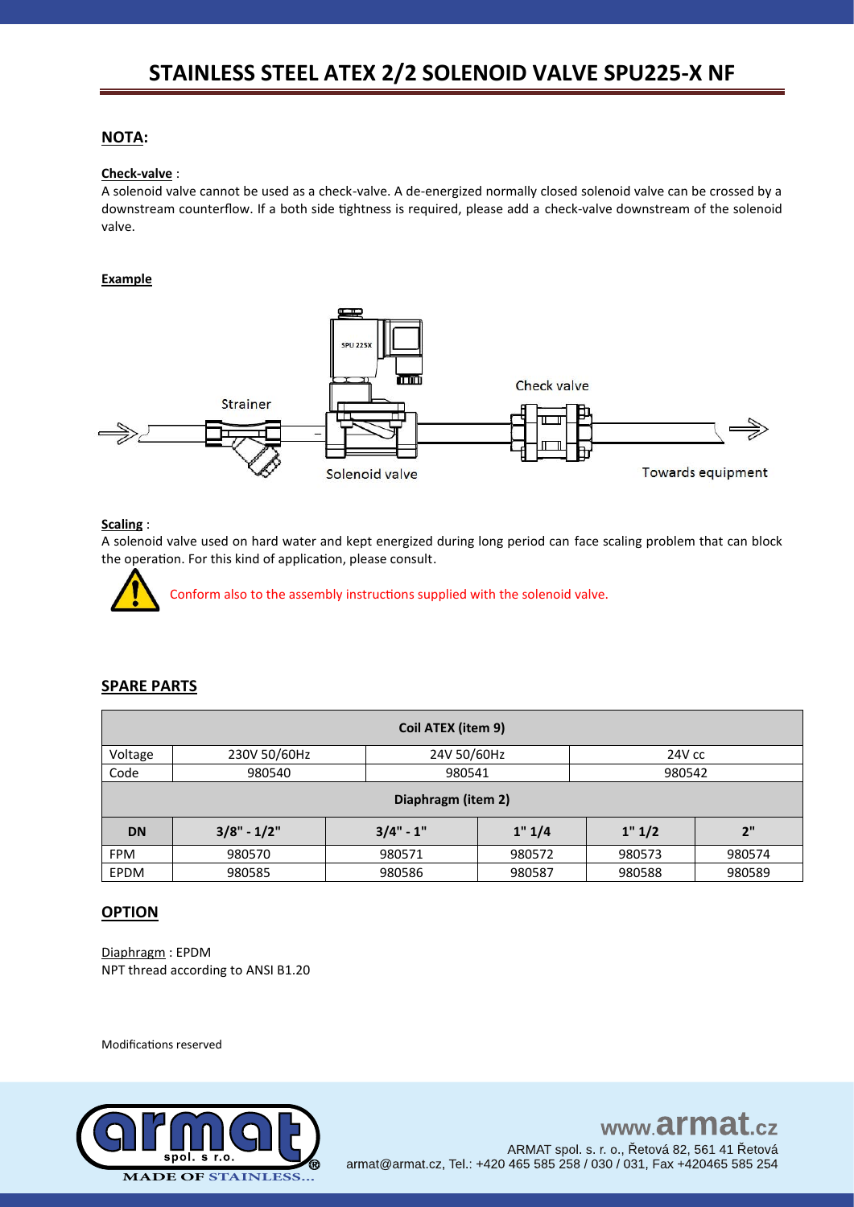## NOTA:

**Check-valve** :

A solenoid valve cannot be used as a check-valve. A de-energized normally closed solenoid valve can be crossed by a downstream counterflow. If a both side tightness is required, please add a check-valve downstream of the solenoid valve.

**Example**

SPU 225X

Strainer

Check valve

Solenoid valve

Towards equipment

**Scaling** :

A solenoid valve used on hard water and kept energized during long period can face scaling problem that can block the operation. For this kind of application, please consult.

Conform also to the assembly instructions supplied with the solenoid valve.

## SPARE PARTS

| Coil ATEX (item 9) | | | |
|---|---|---|---|
| Voltage | 230V 50/60Hz | 24V 50/60Hz | 24V cc |
| Code | 980540 | 980541 | 980542 |

| Diaphragm (item 2) | | | | | |
|---|---|---|---|---|---|
| **DN** | **3/8" - 1/2"** | **3/4" - 1"** | **1" 1/4** | **1" 1/2** | **2"** |
| FPM | 980570 | 980571 | 980572 | 980573 | 980574 |
| EPDM | 980585 | 980586 | 980587 | 980588 | 980589 |

## OPTION

Diaphragm : EPDM
NPT thread according to ANSI B1.20

Modifications reserved

armat spol. s r.o. MADE OF STAINLESS...

www.armat.cz
ARMAT spol. s. r. o., Řetová 82, 561 41 Řetová
armat@armat.cz, Tel.: +420 465 585 258 / 030 / 031, Fax +420465 585 254